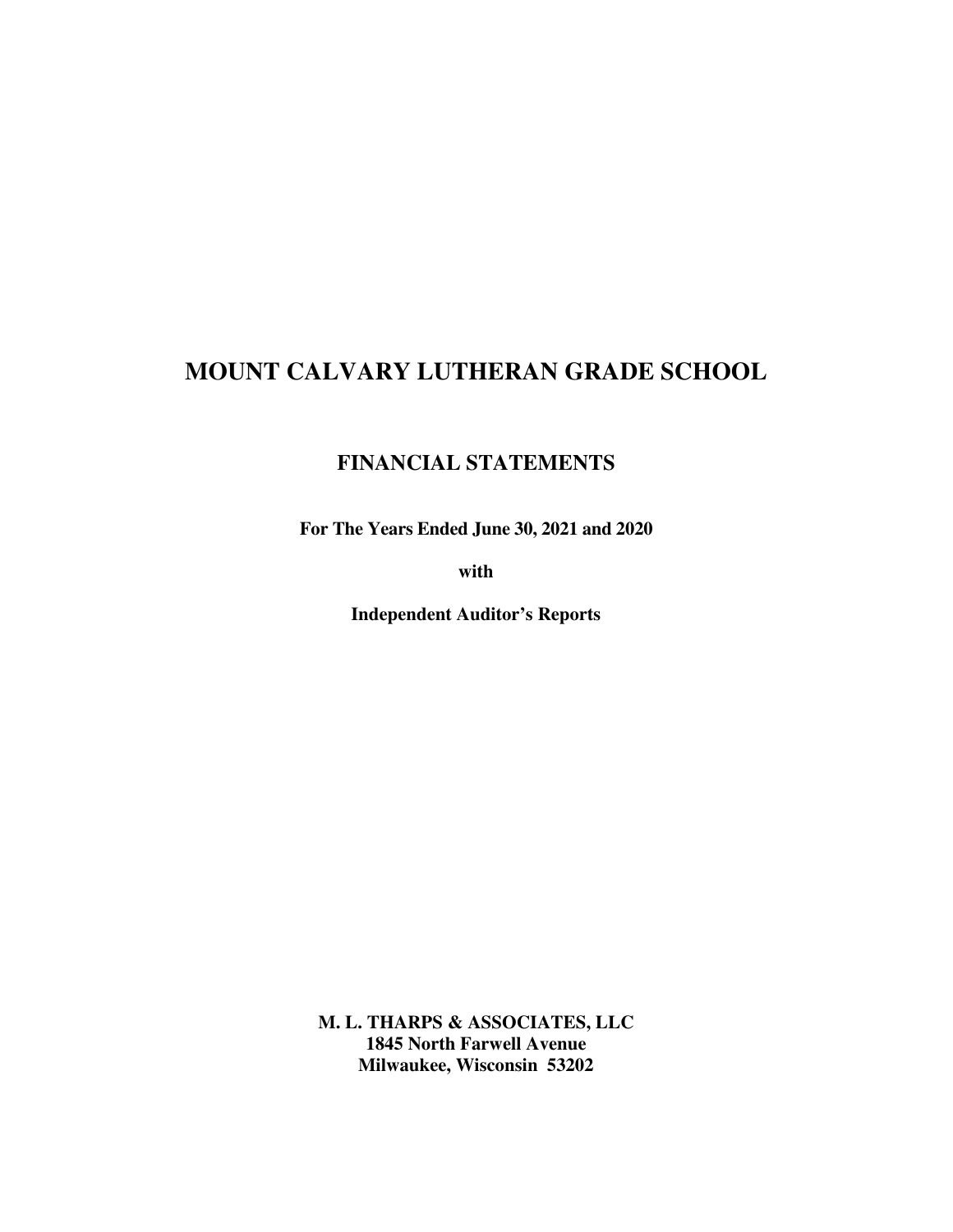# MOUNT CALVARY LUTHERAN GRADE SCHOOL

## FINANCIAL STATEMENTS

**For The Years Ended June 30, 2021 and 2020**

**with**

**Independent Auditor's Reports**

**M. L. THARPS & ASSOCIATES, LLC**
**1845 North Farwell Avenue**
**Milwaukee, Wisconsin 53202**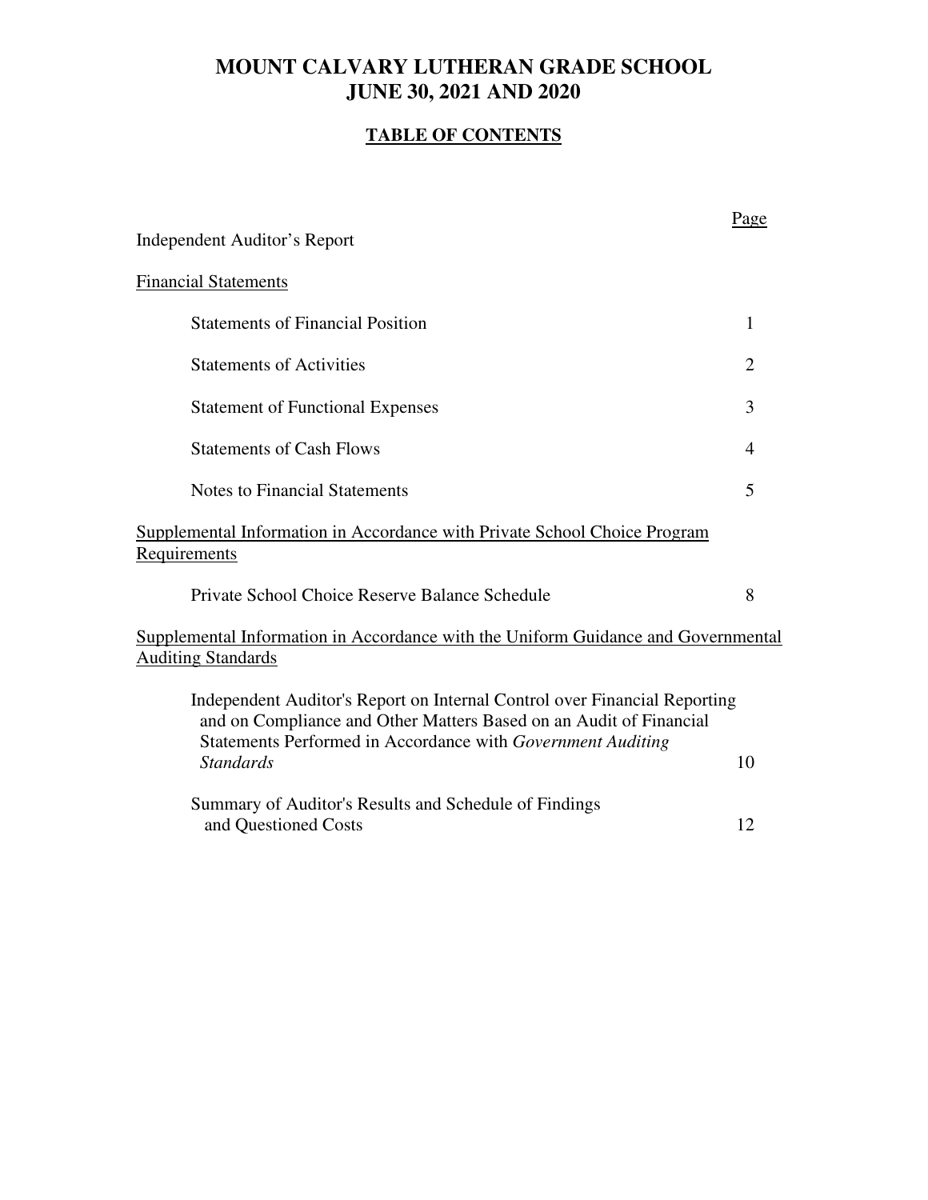# MOUNT CALVARY LUTHERAN GRADE SCHOOL
# JUNE 30, 2021 AND 2020

## TABLE OF CONTENTS

| | Page |
|---|---|
| Independent Auditor's Report | |
| Financial Statements | |
| Statements of Financial Position | 1 |
| Statements of Activities | 2 |
| Statement of Functional Expenses | 3 |
| Statements of Cash Flows | 4 |
| Notes to Financial Statements | 5 |
| Supplemental Information in Accordance with Private School Choice Program Requirements | |
| Private School Choice Reserve Balance Schedule | 8 |
| Supplemental Information in Accordance with the Uniform Guidance and Governmental Auditing Standards | |
| Independent Auditor's Report on Internal Control over Financial Reporting and on Compliance and Other Matters Based on an Audit of Financial Statements Performed in Accordance with *Government Auditing Standards* | 10 |
| Summary of Auditor's Results and Schedule of Findings and Questioned Costs | 12 |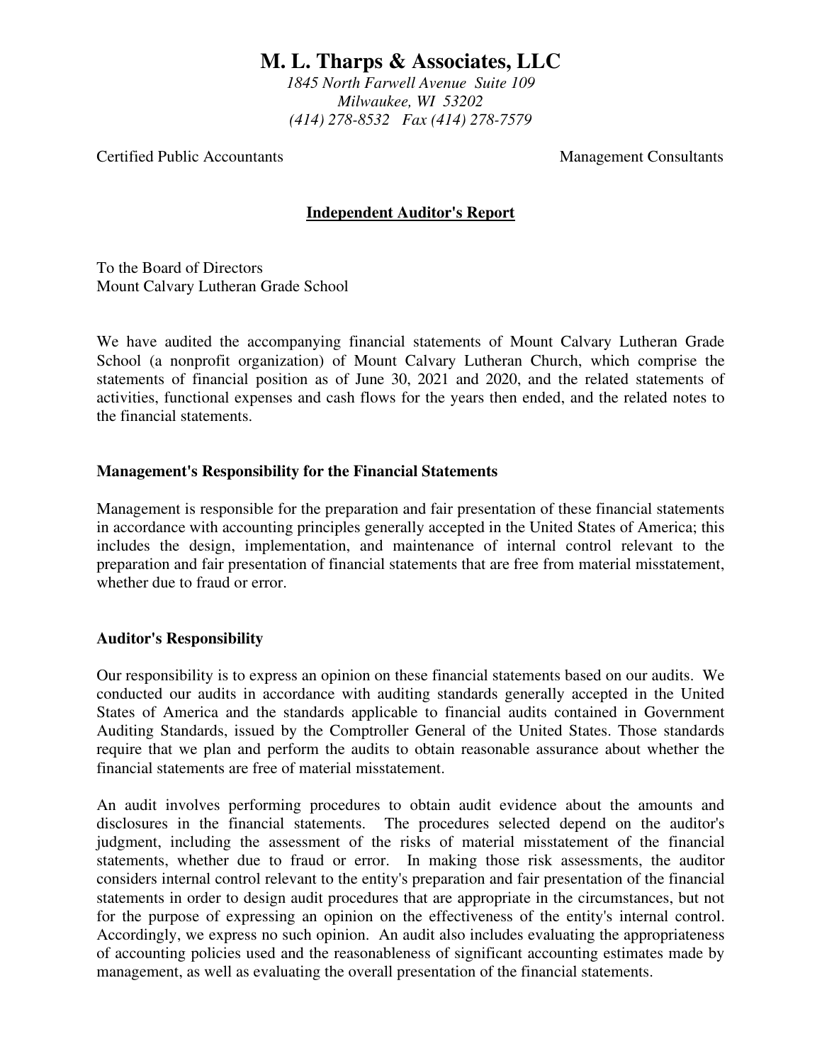# M. L. Tharps & Associates, LLC

*1845 North Farwell Avenue Suite 109*
*Milwaukee, WI 53202*
*(414) 278-8532 Fax (414) 278-7579*

Certified Public Accountants Management Consultants

## Independent Auditor's Report

To the Board of Directors
Mount Calvary Lutheran Grade School

We have audited the accompanying financial statements of Mount Calvary Lutheran Grade School (a nonprofit organization) of Mount Calvary Lutheran Church, which comprise the statements of financial position as of June 30, 2021 and 2020, and the related statements of activities, functional expenses and cash flows for the years then ended, and the related notes to the financial statements.

### Management's Responsibility for the Financial Statements

Management is responsible for the preparation and fair presentation of these financial statements in accordance with accounting principles generally accepted in the United States of America; this includes the design, implementation, and maintenance of internal control relevant to the preparation and fair presentation of financial statements that are free from material misstatement, whether due to fraud or error.

### Auditor's Responsibility

Our responsibility is to express an opinion on these financial statements based on our audits. We conducted our audits in accordance with auditing standards generally accepted in the United States of America and the standards applicable to financial audits contained in Government Auditing Standards, issued by the Comptroller General of the United States. Those standards require that we plan and perform the audits to obtain reasonable assurance about whether the financial statements are free of material misstatement.

An audit involves performing procedures to obtain audit evidence about the amounts and disclosures in the financial statements. The procedures selected depend on the auditor's judgment, including the assessment of the risks of material misstatement of the financial statements, whether due to fraud or error. In making those risk assessments, the auditor considers internal control relevant to the entity's preparation and fair presentation of the financial statements in order to design audit procedures that are appropriate in the circumstances, but not for the purpose of expressing an opinion on the effectiveness of the entity's internal control. Accordingly, we express no such opinion. An audit also includes evaluating the appropriateness of accounting policies used and the reasonableness of significant accounting estimates made by management, as well as evaluating the overall presentation of the financial statements.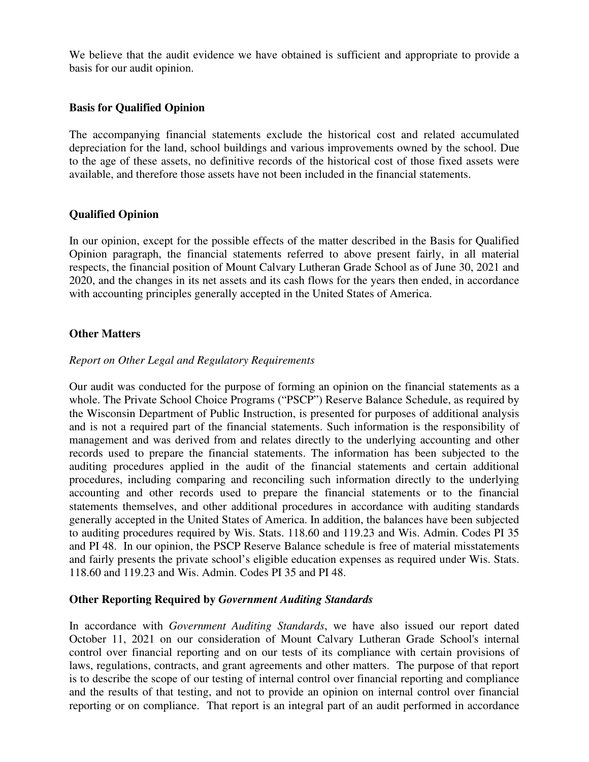We believe that the audit evidence we have obtained is sufficient and appropriate to provide a basis for our audit opinion.

**Basis for Qualified Opinion**

The accompanying financial statements exclude the historical cost and related accumulated depreciation for the land, school buildings and various improvements owned by the school. Due to the age of these assets, no definitive records of the historical cost of those fixed assets were available, and therefore those assets have not been included in the financial statements.

**Qualified Opinion**

In our opinion, except for the possible effects of the matter described in the Basis for Qualified Opinion paragraph, the financial statements referred to above present fairly, in all material respects, the financial position of Mount Calvary Lutheran Grade School as of June 30, 2021 and 2020, and the changes in its net assets and its cash flows for the years then ended, in accordance with accounting principles generally accepted in the United States of America.

**Other Matters**

*Report on Other Legal and Regulatory Requirements*

Our audit was conducted for the purpose of forming an opinion on the financial statements as a whole. The Private School Choice Programs ("PSCP") Reserve Balance Schedule, as required by the Wisconsin Department of Public Instruction, is presented for purposes of additional analysis and is not a required part of the financial statements. Such information is the responsibility of management and was derived from and relates directly to the underlying accounting and other records used to prepare the financial statements. The information has been subjected to the auditing procedures applied in the audit of the financial statements and certain additional procedures, including comparing and reconciling such information directly to the underlying accounting and other records used to prepare the financial statements or to the financial statements themselves, and other additional procedures in accordance with auditing standards generally accepted in the United States of America. In addition, the balances have been subjected to auditing procedures required by Wis. Stats. 118.60 and 119.23 and Wis. Admin. Codes PI 35 and PI 48. In our opinion, the PSCP Reserve Balance schedule is free of material misstatements and fairly presents the private school's eligible education expenses as required under Wis. Stats. 118.60 and 119.23 and Wis. Admin. Codes PI 35 and PI 48.

**Other Reporting Required by *Government Auditing Standards***

In accordance with *Government Auditing Standards*, we have also issued our report dated October 11, 2021 on our consideration of Mount Calvary Lutheran Grade School's internal control over financial reporting and on our tests of its compliance with certain provisions of laws, regulations, contracts, and grant agreements and other matters. The purpose of that report is to describe the scope of our testing of internal control over financial reporting and compliance and the results of that testing, and not to provide an opinion on internal control over financial reporting or on compliance. That report is an integral part of an audit performed in accordance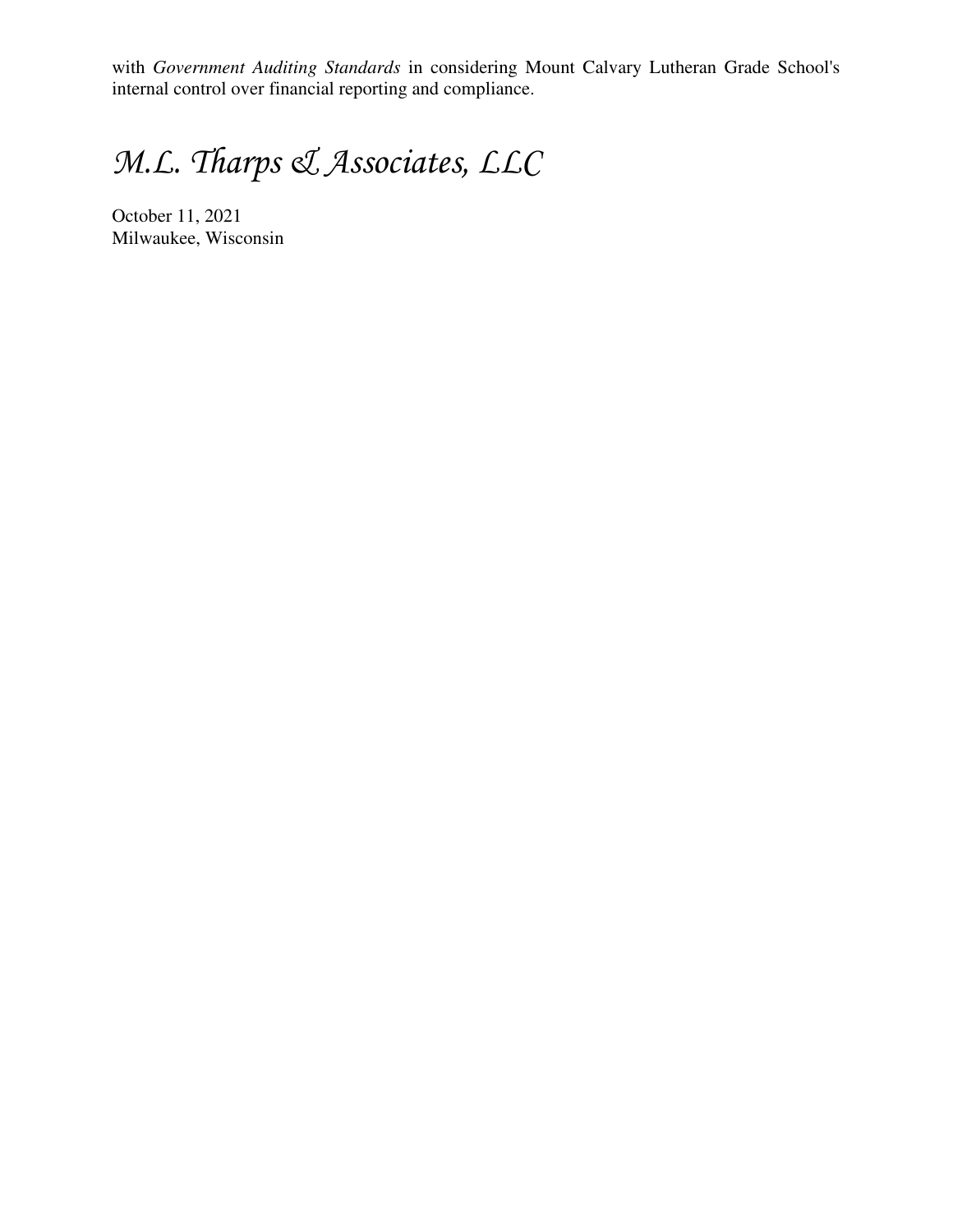with *Government Auditing Standards* in considering Mount Calvary Lutheran Grade School's internal control over financial reporting and compliance.

*M.L. Tharps & Associates, LLC*

October 11, 2021
Milwaukee, Wisconsin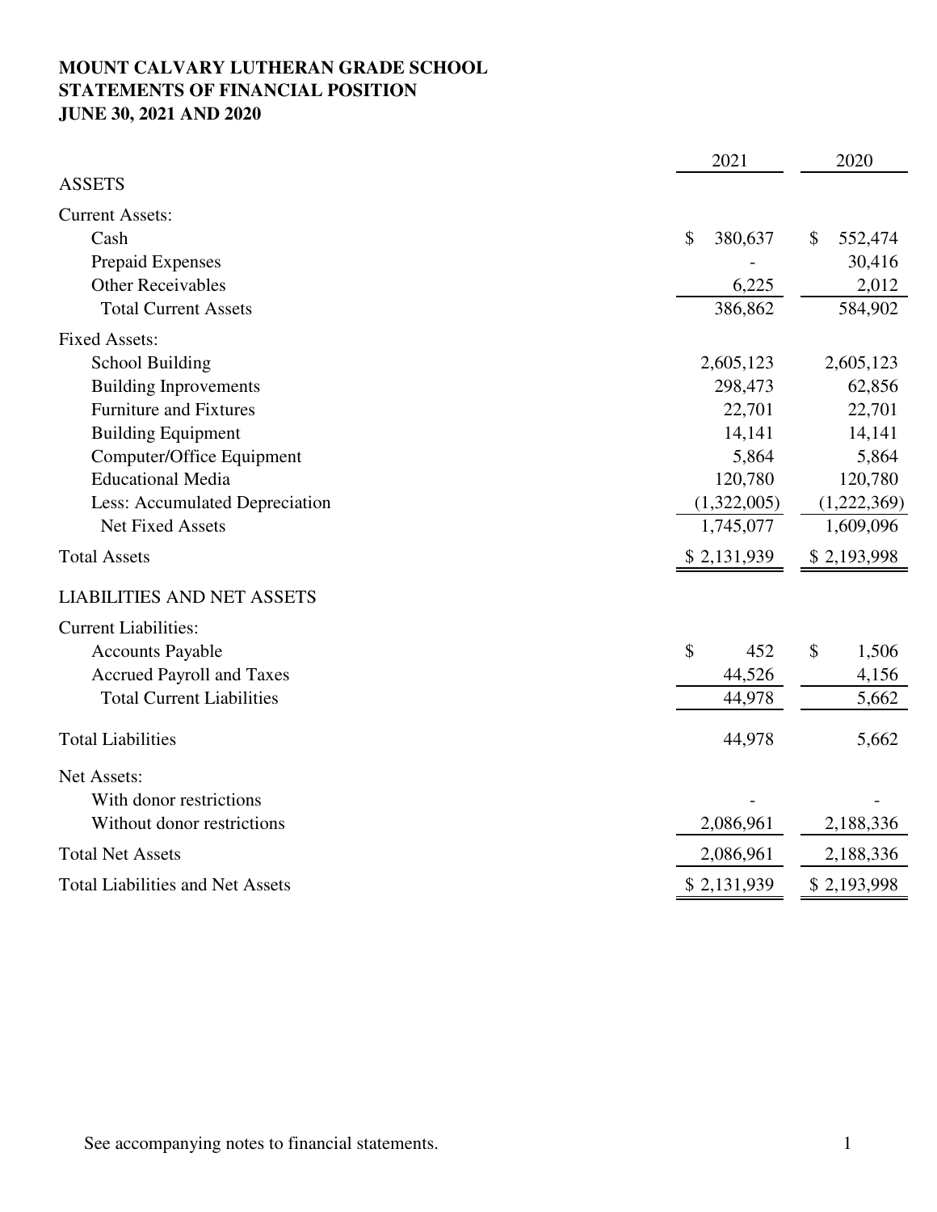**MOUNT CALVARY LUTHERAN GRADE SCHOOL**
**STATEMENTS OF FINANCIAL POSITION**
**JUNE 30, 2021 AND 2020**

| | 2021 | 2020 |
|---|---|---|
| ASSETS | | |
| Current Assets: | | |
| Cash | $ 380,637 | $ 552,474 |
| Prepaid Expenses | - | 30,416 |
| Other Receivables | 6,225 | 2,012 |
| Total Current Assets | 386,862 | 584,902 |
| Fixed Assets: | | |
| School Building | 2,605,123 | 2,605,123 |
| Building Improvements | 298,473 | 62,856 |
| Furniture and Fixtures | 22,701 | 22,701 |
| Building Equipment | 14,141 | 14,141 |
| Computer/Office Equipment | 5,864 | 5,864 |
| Educational Media | 120,780 | 120,780 |
| Less: Accumulated Depreciation | (1,322,005) | (1,222,369) |
| Net Fixed Assets | 1,745,077 | 1,609,096 |
| Total Assets | $ 2,131,939 | $ 2,193,998 |
| LIABILITIES AND NET ASSETS | | |
| Current Liabilities: | | |
| Accounts Payable | $ 452 | $ 1,506 |
| Accrued Payroll and Taxes | 44,526 | 4,156 |
| Total Current Liabilities | 44,978 | 5,662 |
| Total Liabilities | 44,978 | 5,662 |
| Net Assets: | | |
| With donor restrictions | - | - |
| Without donor restrictions | 2,086,961 | 2,188,336 |
| Total Net Assets | 2,086,961 | 2,188,336 |
| Total Liabilities and Net Assets | $ 2,131,939 | $ 2,193,998 |

See accompanying notes to financial statements.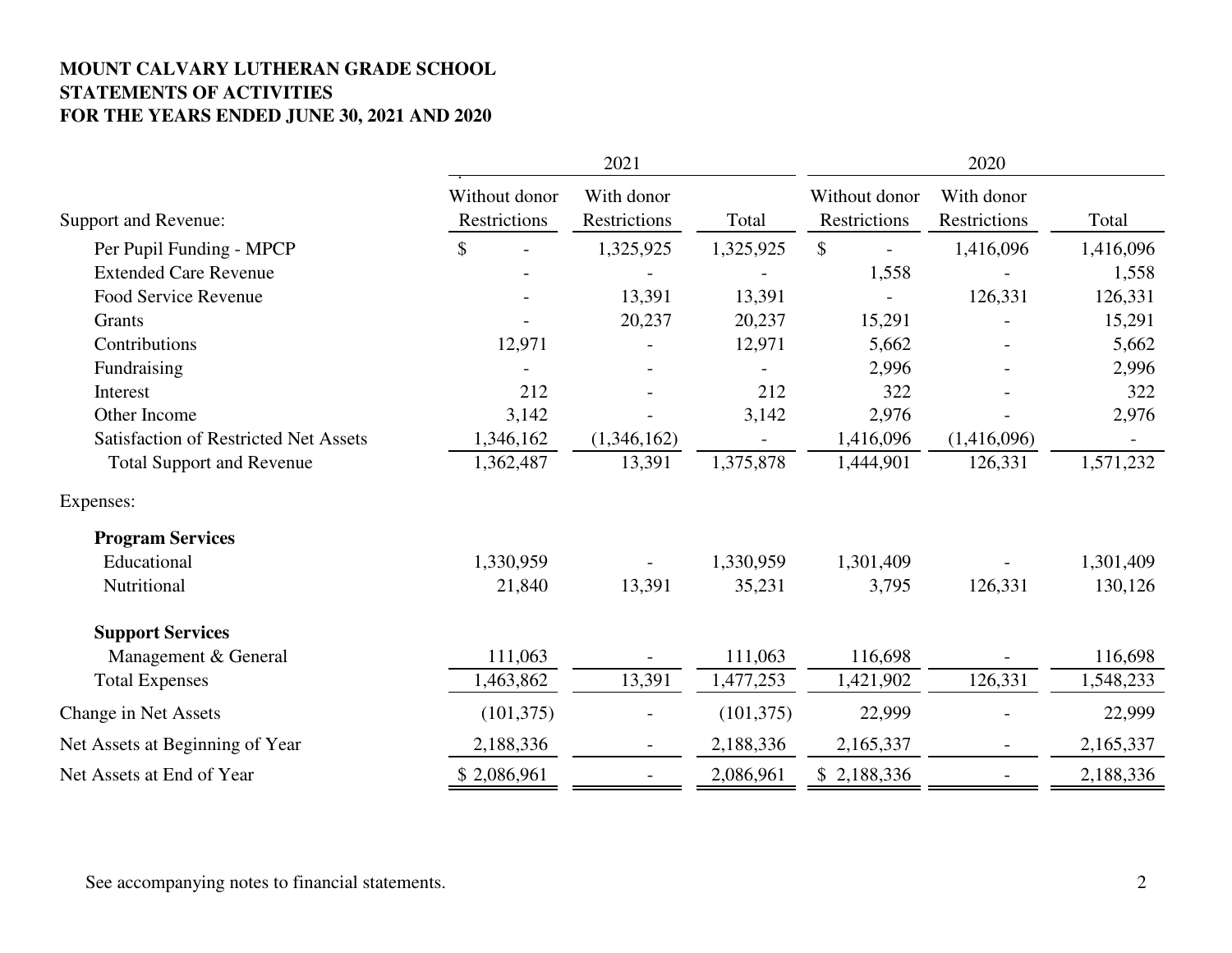**MOUNT CALVARY LUTHERAN GRADE SCHOOL**
**STATEMENTS OF ACTIVITIES**
**FOR THE YEARS ENDED JUNE 30, 2021 AND 2020**

| | 2021 | | | 2020 | | |
|---|---|---|---|---|---|---|
| Support and Revenue: | Without donor Restrictions | With donor Restrictions | Total | Without donor Restrictions | With donor Restrictions | Total |
| Per Pupil Funding - MPCP | $ - | 1,325,925 | 1,325,925 | $ - | 1,416,096 | 1,416,096 |
| Extended Care Revenue | - | - | - | 1,558 | - | 1,558 |
| Food Service Revenue | - | 13,391 | 13,391 | - | 126,331 | 126,331 |
| Grants | - | 20,237 | 20,237 | 15,291 | - | 15,291 |
| Contributions | 12,971 | - | 12,971 | 5,662 | - | 5,662 |
| Fundraising | - | - | - | 2,996 | - | 2,996 |
| Interest | 212 | - | 212 | 322 | - | 322 |
| Other Income | 3,142 | - | 3,142 | 2,976 | - | 2,976 |
| Satisfaction of Restricted Net Assets | 1,346,162 | (1,346,162) | - | 1,416,096 | (1,416,096) | - |
| Total Support and Revenue | 1,362,487 | 13,391 | 1,375,878 | 1,444,901 | 126,331 | 1,571,232 |
| Expenses: | | | | | | |
| **Program Services** | | | | | | |
| Educational | 1,330,959 | - | 1,330,959 | 1,301,409 | - | 1,301,409 |
| Nutritional | 21,840 | 13,391 | 35,231 | 3,795 | 126,331 | 130,126 |
| **Support Services** | | | | | | |
| Management & General | 111,063 | - | 111,063 | 116,698 | - | 116,698 |
| Total Expenses | 1,463,862 | 13,391 | 1,477,253 | 1,421,902 | 126,331 | 1,548,233 |
| Change in Net Assets | (101,375) | - | (101,375) | 22,999 | - | 22,999 |
| Net Assets at Beginning of Year | 2,188,336 | - | 2,188,336 | 2,165,337 | - | 2,165,337 |
| Net Assets at End of Year | $ 2,086,961 | - | 2,086,961 | $ 2,188,336 | - | 2,188,336 |

See accompanying notes to financial statements.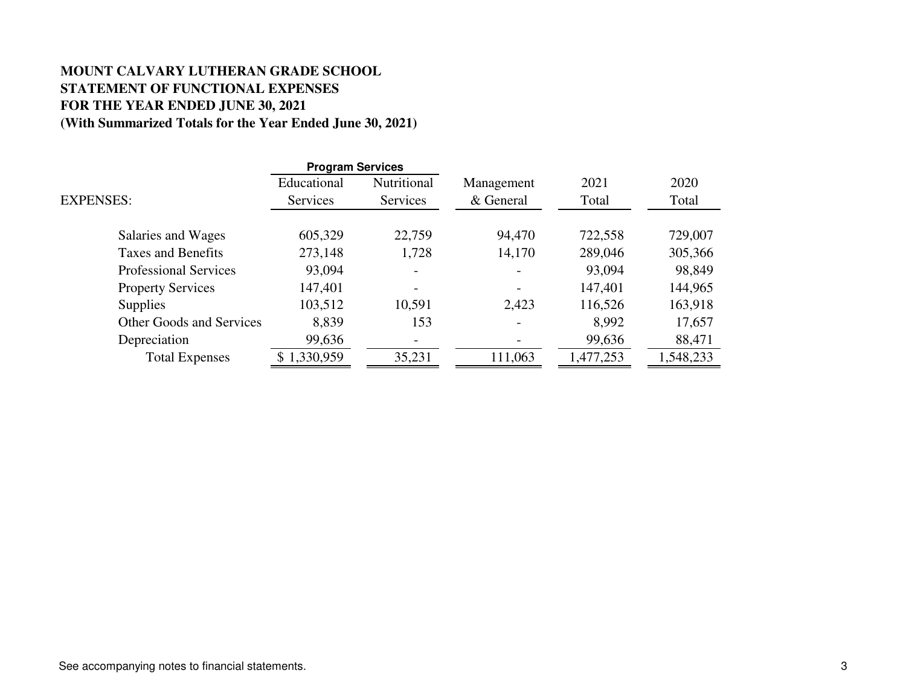**MOUNT CALVARY LUTHERAN GRADE SCHOOL**
**STATEMENT OF FUNCTIONAL EXPENSES**
**FOR THE YEAR ENDED JUNE 30, 2021**
**(With Summarized Totals for the Year Ended June 30, 2021)**

| | Program Services | | | | |
|---|---|---|---|---|---|
| EXPENSES: | Educational Services | Nutritional Services | Management & General | 2021 Total | 2020 Total |
| Salaries and Wages | 605,329 | 22,759 | 94,470 | 722,558 | 729,007 |
| Taxes and Benefits | 273,148 | 1,728 | 14,170 | 289,046 | 305,366 |
| Professional Services | 93,094 | - | - | 93,094 | 98,849 |
| Property Services | 147,401 | - | - | 147,401 | 144,965 |
| Supplies | 103,512 | 10,591 | 2,423 | 116,526 | 163,918 |
| Other Goods and Services | 8,839 | 153 | - | 8,992 | 17,657 |
| Depreciation | 99,636 | - | - | 99,636 | 88,471 |
| Total Expenses | $ 1,330,959 | 35,231 | 111,063 | 1,477,253 | 1,548,233 |

See accompanying notes to financial statements.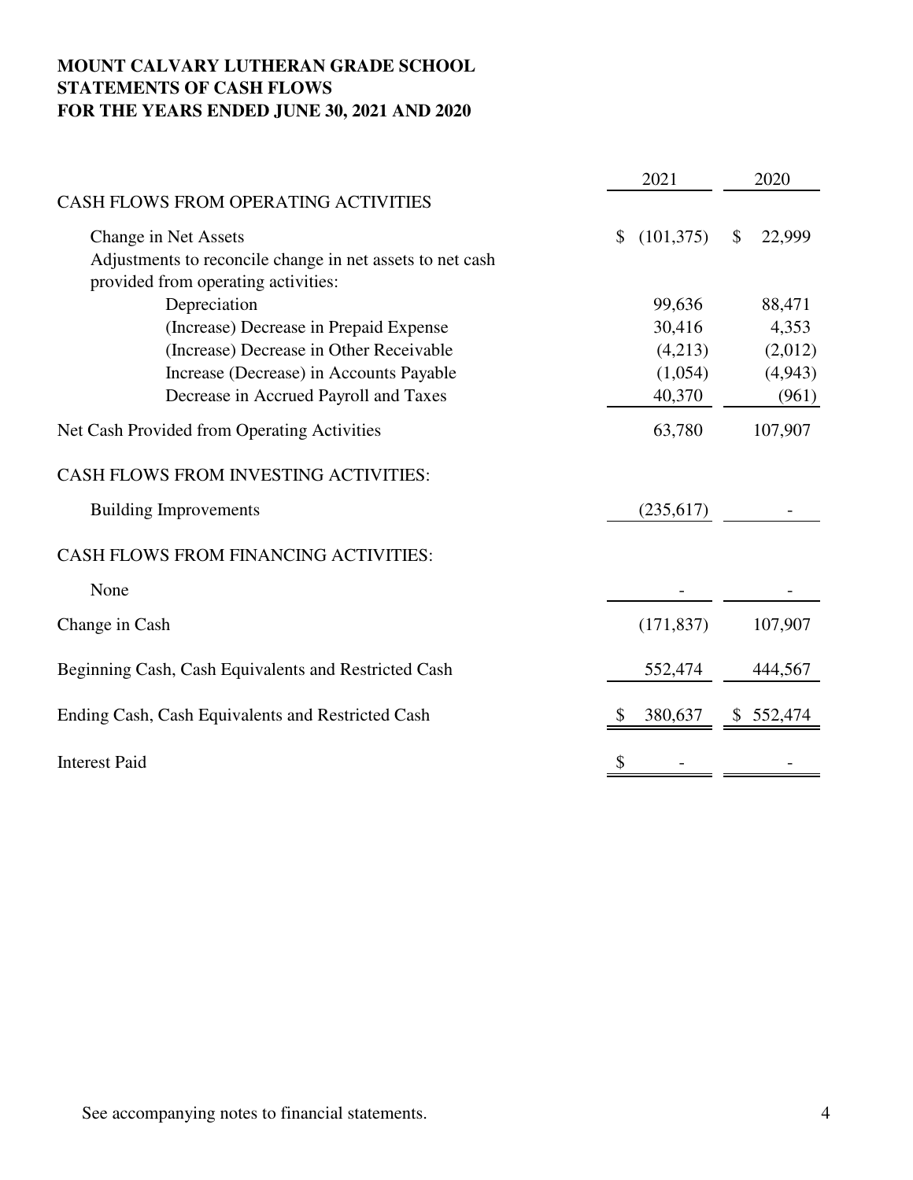**MOUNT CALVARY LUTHERAN GRADE SCHOOL**
**STATEMENTS OF CASH FLOWS**
**FOR THE YEARS ENDED JUNE 30, 2021 AND 2020**

| | 2021 | 2020 |
|---|---|---|
| CASH FLOWS FROM OPERATING ACTIVITIES | | |
| Change in Net Assets | $ (101,375) | $ 22,999 |
| Adjustments to reconcile change in net assets to net cash provided from operating activities: | | |
| Depreciation | 99,636 | 88,471 |
| (Increase) Decrease in Prepaid Expense | 30,416 | 4,353 |
| (Increase) Decrease in Other Receivable | (4,213) | (2,012) |
| Increase (Decrease) in Accounts Payable | (1,054) | (4,943) |
| Decrease in Accrued Payroll and Taxes | 40,370 | (961) |
| Net Cash Provided from Operating Activities | 63,780 | 107,907 |
| CASH FLOWS FROM INVESTING ACTIVITIES: | | |
| Building Improvements | (235,617) | - |
| CASH FLOWS FROM FINANCING ACTIVITIES: | | |
| None | - | - |
| Change in Cash | (171,837) | 107,907 |
| Beginning Cash, Cash Equivalents and Restricted Cash | 552,474 | 444,567 |
| Ending Cash, Cash Equivalents and Restricted Cash | $ 380,637 | $ 552,474 |
| Interest Paid | $ - | - |

See accompanying notes to financial statements.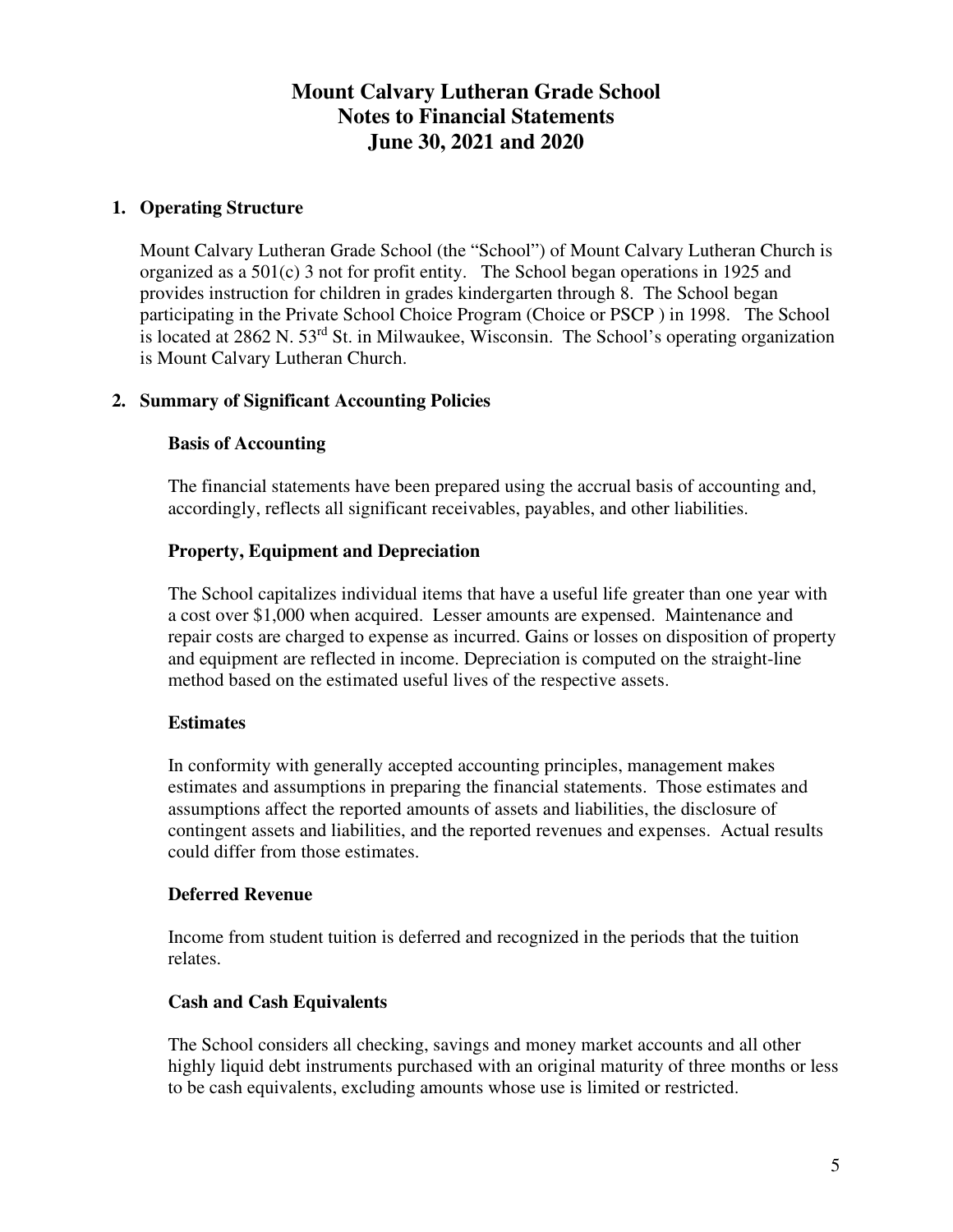# Mount Calvary Lutheran Grade School
# Notes to Financial Statements
# June 30, 2021 and 2020

## 1. Operating Structure

Mount Calvary Lutheran Grade School (the "School") of Mount Calvary Lutheran Church is organized as a 501(c) 3 not for profit entity. The School began operations in 1925 and provides instruction for children in grades kindergarten through 8. The School began participating in the Private School Choice Program (Choice or PSCP ) in 1998. The School is located at 2862 N. 53rd St. in Milwaukee, Wisconsin. The School's operating organization is Mount Calvary Lutheran Church.

## 2. Summary of Significant Accounting Policies

### Basis of Accounting

The financial statements have been prepared using the accrual basis of accounting and, accordingly, reflects all significant receivables, payables, and other liabilities.

### Property, Equipment and Depreciation

The School capitalizes individual items that have a useful life greater than one year with a cost over $1,000 when acquired. Lesser amounts are expensed. Maintenance and repair costs are charged to expense as incurred. Gains or losses on disposition of property and equipment are reflected in income. Depreciation is computed on the straight-line method based on the estimated useful lives of the respective assets.

### Estimates

In conformity with generally accepted accounting principles, management makes estimates and assumptions in preparing the financial statements. Those estimates and assumptions affect the reported amounts of assets and liabilities, the disclosure of contingent assets and liabilities, and the reported revenues and expenses. Actual results could differ from those estimates.

### Deferred Revenue

Income from student tuition is deferred and recognized in the periods that the tuition relates.

### Cash and Cash Equivalents

The School considers all checking, savings and money market accounts and all other highly liquid debt instruments purchased with an original maturity of three months or less to be cash equivalents, excluding amounts whose use is limited or restricted.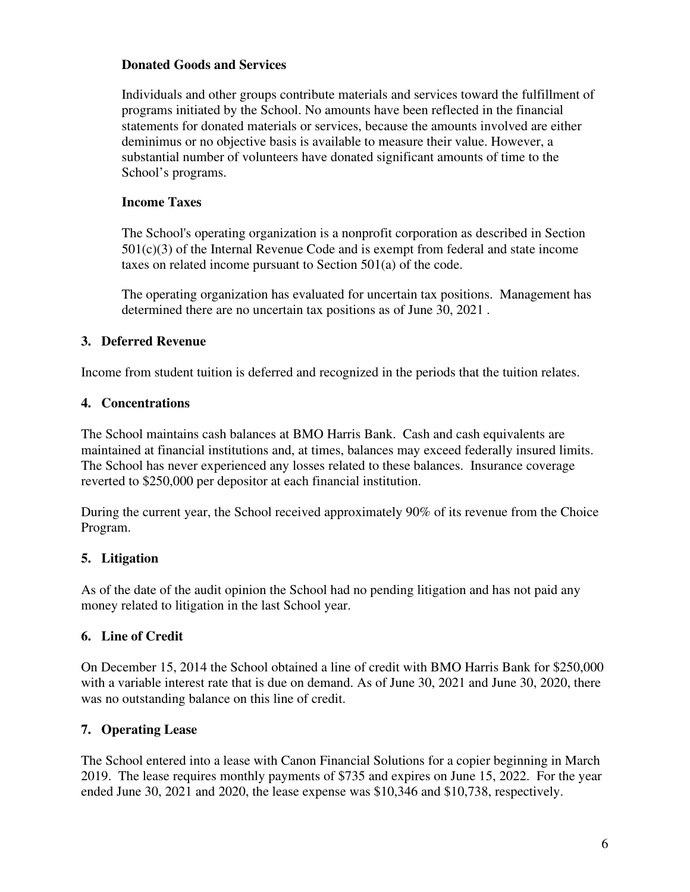### Donated Goods and Services

Individuals and other groups contribute materials and services toward the fulfillment of programs initiated by the School. No amounts have been reflected in the financial statements for donated materials or services, because the amounts involved are either deminimus or no objective basis is available to measure their value. However, a substantial number of volunteers have donated significant amounts of time to the School's programs.

### Income Taxes

The School's operating organization is a nonprofit corporation as described in Section 501(c)(3) of the Internal Revenue Code and is exempt from federal and state income taxes on related income pursuant to Section 501(a) of the code.

The operating organization has evaluated for uncertain tax positions. Management has determined there are no uncertain tax positions as of June 30, 2021 .

## 3. Deferred Revenue

Income from student tuition is deferred and recognized in the periods that the tuition relates.

## 4. Concentrations

The School maintains cash balances at BMO Harris Bank. Cash and cash equivalents are maintained at financial institutions and, at times, balances may exceed federally insured limits. The School has never experienced any losses related to these balances. Insurance coverage reverted to $250,000 per depositor at each financial institution.

During the current year, the School received approximately 90% of its revenue from the Choice Program.

## 5. Litigation

As of the date of the audit opinion the School had no pending litigation and has not paid any money related to litigation in the last School year.

## 6. Line of Credit

On December 15, 2014 the School obtained a line of credit with BMO Harris Bank for $250,000 with a variable interest rate that is due on demand. As of June 30, 2021 and June 30, 2020, there was no outstanding balance on this line of credit.

## 7. Operating Lease

The School entered into a lease with Canon Financial Solutions for a copier beginning in March 2019. The lease requires monthly payments of $735 and expires on June 15, 2022. For the year ended June 30, 2021 and 2020, the lease expense was $10,346 and $10,738, respectively.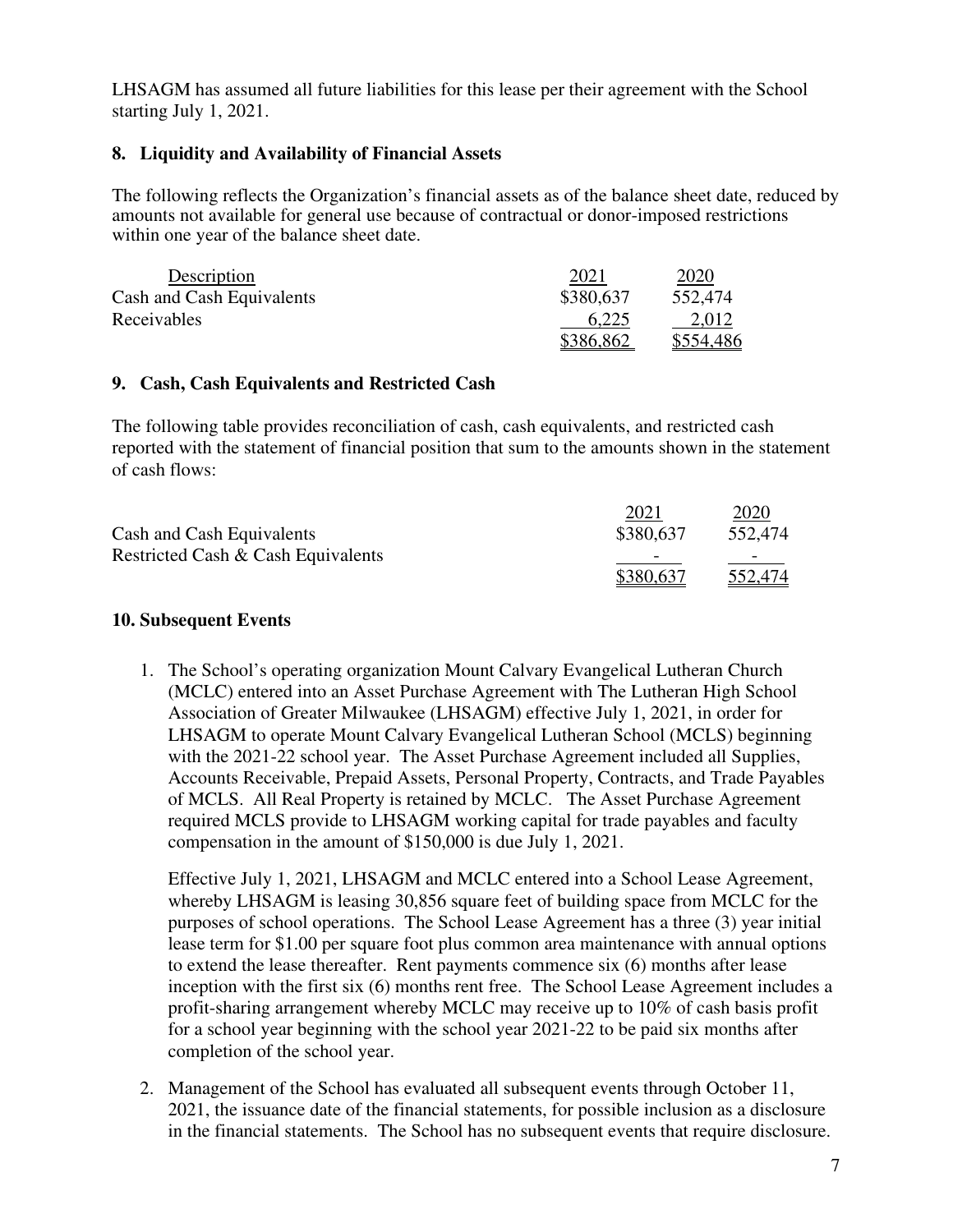LHSAGM has assumed all future liabilities for this lease per their agreement with the School starting July 1, 2021.

## 8. Liquidity and Availability of Financial Assets

The following reflects the Organization's financial assets as of the balance sheet date, reduced by amounts not available for general use because of contractual or donor-imposed restrictions within one year of the balance sheet date.

| Description | 2021 | 2020 |
|---|---|---|
| Cash and Cash Equivalents | $380,637 | 552,474 |
| Receivables | 6,225 | 2,012 |
| | $386,862 | $554,486 |

## 9. Cash, Cash Equivalents and Restricted Cash

The following table provides reconciliation of cash, cash equivalents, and restricted cash reported with the statement of financial position that sum to the amounts shown in the statement of cash flows:

| | 2021 | 2020 |
|---|---|---|
| Cash and Cash Equivalents | $380,637 | 552,474 |
| Restricted Cash & Cash Equivalents | - | - |
| | $380,637 | 552,474 |

## 10. Subsequent Events

1. The School's operating organization Mount Calvary Evangelical Lutheran Church (MCLC) entered into an Asset Purchase Agreement with The Lutheran High School Association of Greater Milwaukee (LHSAGM) effective July 1, 2021, in order for LHSAGM to operate Mount Calvary Evangelical Lutheran School (MCLS) beginning with the 2021-22 school year. The Asset Purchase Agreement included all Supplies, Accounts Receivable, Prepaid Assets, Personal Property, Contracts, and Trade Payables of MCLS. All Real Property is retained by MCLC. The Asset Purchase Agreement required MCLS provide to LHSAGM working capital for trade payables and faculty compensation in the amount of $150,000 is due July 1, 2021.

   Effective July 1, 2021, LHSAGM and MCLC entered into a School Lease Agreement, whereby LHSAGM is leasing 30,856 square feet of building space from MCLC for the purposes of school operations. The School Lease Agreement has a three (3) year initial lease term for $1.00 per square foot plus common area maintenance with annual options to extend the lease thereafter. Rent payments commence six (6) months after lease inception with the first six (6) months rent free. The School Lease Agreement includes a profit-sharing arrangement whereby MCLC may receive up to 10% of cash basis profit for a school year beginning with the school year 2021-22 to be paid six months after completion of the school year.

2. Management of the School has evaluated all subsequent events through October 11, 2021, the issuance date of the financial statements, for possible inclusion as a disclosure in the financial statements. The School has no subsequent events that require disclosure.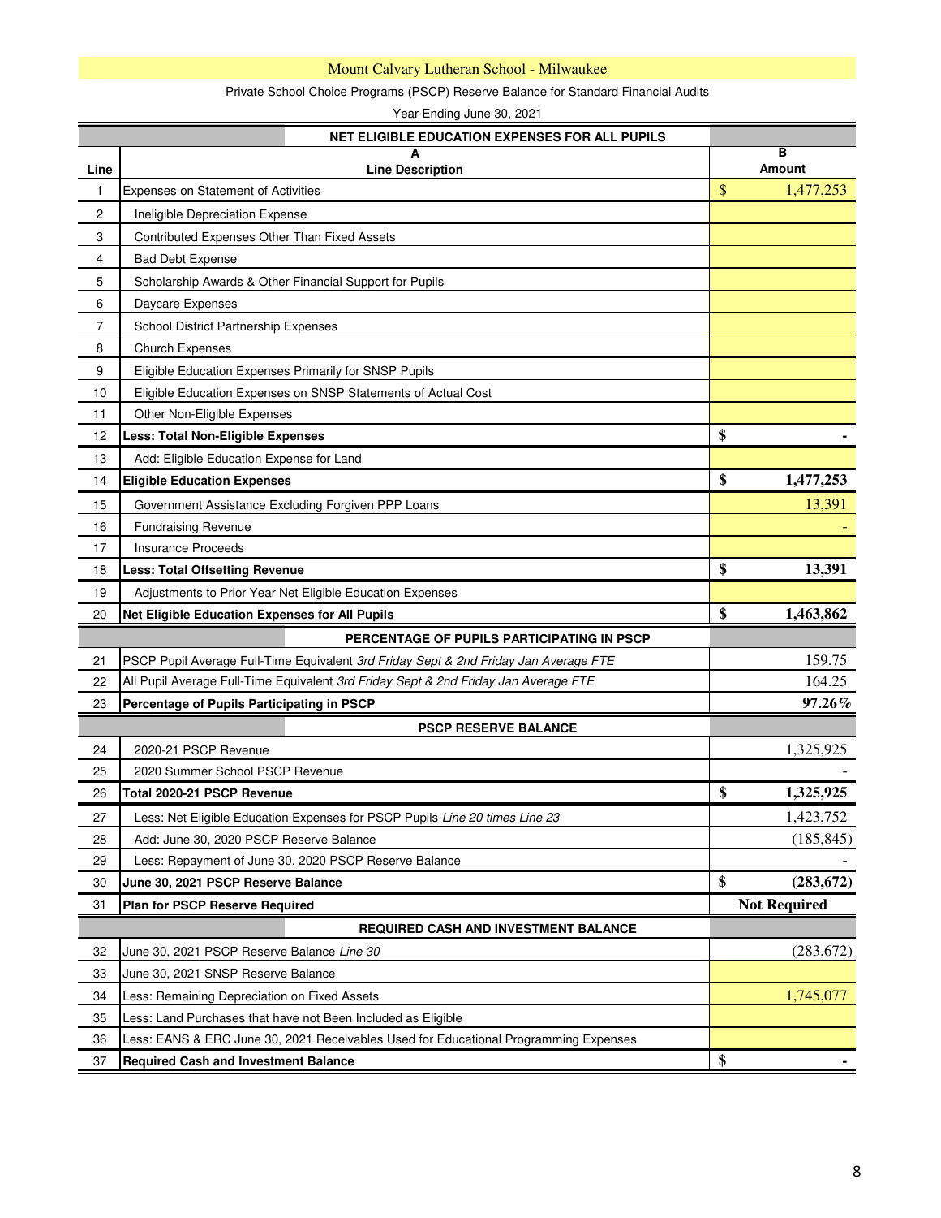# Mount Calvary Lutheran School - Milwaukee

Private School Choice Programs (PSCP) Reserve Balance for Standard Financial Audits

Year Ending June 30, 2021

| Line | A<br>Line Description | B<br>Amount |
|---|---|---|
| | **NET ELIGIBLE EDUCATION EXPENSES FOR ALL PUPILS** | |
| 1 | Expenses on Statement of Activities | $ 1,477,253 |
| 2 | Ineligible Depreciation Expense | |
| 3 | Contributed Expenses Other Than Fixed Assets | |
| 4 | Bad Debt Expense | |
| 5 | Scholarship Awards & Other Financial Support for Pupils | |
| 6 | Daycare Expenses | |
| 7 | School District Partnership Expenses | |
| 8 | Church Expenses | |
| 9 | Eligible Education Expenses Primarily for SNSP Pupils | |
| 10 | Eligible Education Expenses on SNSP Statements of Actual Cost | |
| 11 | Other Non-Eligible Expenses | |
| 12 | **Less: Total Non-Eligible Expenses** | **$ -** |
| 13 | Add: Eligible Education Expense for Land | |
| 14 | **Eligible Education Expenses** | **$ 1,477,253** |
| 15 | Government Assistance Excluding Forgiven PPP Loans | 13,391 |
| 16 | Fundraising Revenue | - |
| 17 | Insurance Proceeds | |
| 18 | **Less: Total Offsetting Revenue** | **$ 13,391** |
| 19 | Adjustments to Prior Year Net Eligible Education Expenses | |
| 20 | **Net Eligible Education Expenses for All Pupils** | **$ 1,463,862** |
| | **PERCENTAGE OF PUPILS PARTICIPATING IN PSCP** | |
| 21 | PSCP Pupil Average Full-Time Equivalent *3rd Friday Sept & 2nd Friday Jan Average FTE* | 159.75 |
| 22 | All Pupil Average Full-Time Equivalent *3rd Friday Sept & 2nd Friday Jan Average FTE* | 164.25 |
| 23 | **Percentage of Pupils Participating in PSCP** | **97.26%** |
| | **PSCP RESERVE BALANCE** | |
| 24 | 2020-21 PSCP Revenue | 1,325,925 |
| 25 | 2020 Summer School PSCP Revenue | - |
| 26 | **Total 2020-21 PSCP Revenue** | **$ 1,325,925** |
| 27 | Less: Net Eligible Education Expenses for PSCP Pupils *Line 20 times Line 23* | 1,423,752 |
| 28 | Add: June 30, 2020 PSCP Reserve Balance | (185,845) |
| 29 | Less: Repayment of June 30, 2020 PSCP Reserve Balance | - |
| 30 | **June 30, 2021 PSCP Reserve Balance** | **$ (283,672)** |
| 31 | **Plan for PSCP Reserve Required** | **Not Required** |
| | **REQUIRED CASH AND INVESTMENT BALANCE** | |
| 32 | June 30, 2021 PSCP Reserve Balance *Line 30* | (283,672) |
| 33 | June 30, 2021 SNSP Reserve Balance | |
| 34 | Less: Remaining Depreciation on Fixed Assets | 1,745,077 |
| 35 | Less: Land Purchases that have not Been Included as Eligible | |
| 36 | Less: EANS & ERC June 30, 2021 Receivables Used for Educational Programming Expenses | |
| 37 | **Required Cash and Investment Balance** | **$ -** |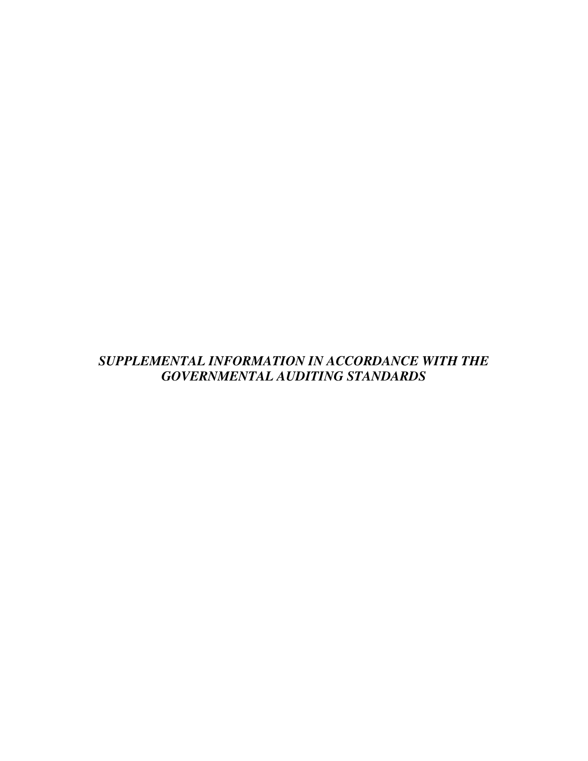***SUPPLEMENTAL INFORMATION IN ACCORDANCE WITH THE GOVERNMENTAL AUDITING STANDARDS***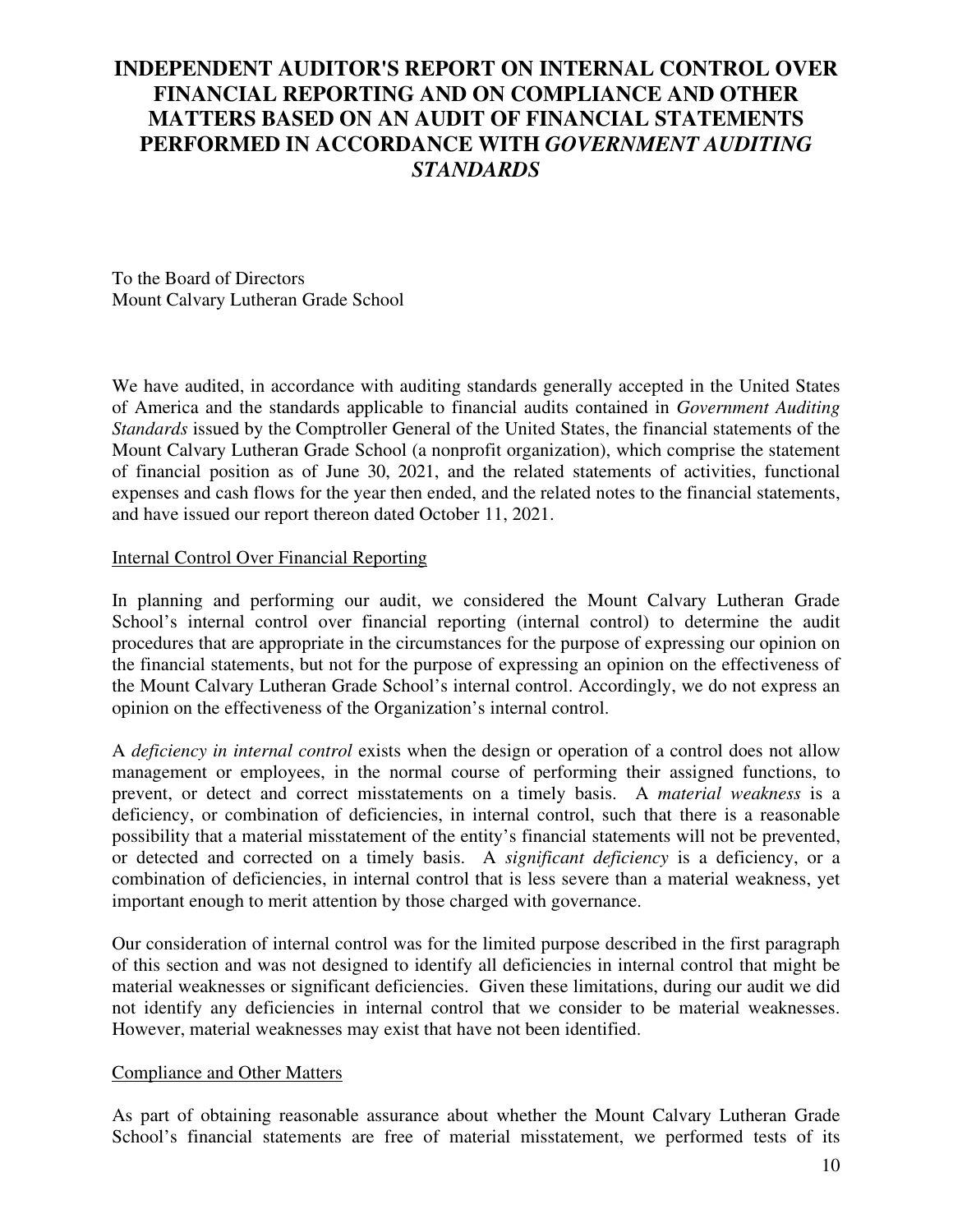# INDEPENDENT AUDITOR'S REPORT ON INTERNAL CONTROL OVER FINANCIAL REPORTING AND ON COMPLIANCE AND OTHER MATTERS BASED ON AN AUDIT OF FINANCIAL STATEMENTS PERFORMED IN ACCORDANCE WITH *GOVERNMENT AUDITING STANDARDS*

To the Board of Directors
Mount Calvary Lutheran Grade School

We have audited, in accordance with auditing standards generally accepted in the United States of America and the standards applicable to financial audits contained in *Government Auditing Standards* issued by the Comptroller General of the United States, the financial statements of the Mount Calvary Lutheran Grade School (a nonprofit organization), which comprise the statement of financial position as of June 30, 2021, and the related statements of activities, functional expenses and cash flows for the year then ended, and the related notes to the financial statements, and have issued our report thereon dated October 11, 2021.

## Internal Control Over Financial Reporting

In planning and performing our audit, we considered the Mount Calvary Lutheran Grade School's internal control over financial reporting (internal control) to determine the audit procedures that are appropriate in the circumstances for the purpose of expressing our opinion on the financial statements, but not for the purpose of expressing an opinion on the effectiveness of the Mount Calvary Lutheran Grade School's internal control. Accordingly, we do not express an opinion on the effectiveness of the Organization's internal control.

A *deficiency in internal control* exists when the design or operation of a control does not allow management or employees, in the normal course of performing their assigned functions, to prevent, or detect and correct misstatements on a timely basis. A *material weakness* is a deficiency, or combination of deficiencies, in internal control, such that there is a reasonable possibility that a material misstatement of the entity's financial statements will not be prevented, or detected and corrected on a timely basis. A *significant deficiency* is a deficiency, or a combination of deficiencies, in internal control that is less severe than a material weakness, yet important enough to merit attention by those charged with governance.

Our consideration of internal control was for the limited purpose described in the first paragraph of this section and was not designed to identify all deficiencies in internal control that might be material weaknesses or significant deficiencies. Given these limitations, during our audit we did not identify any deficiencies in internal control that we consider to be material weaknesses. However, material weaknesses may exist that have not been identified.

## Compliance and Other Matters

As part of obtaining reasonable assurance about whether the Mount Calvary Lutheran Grade School's financial statements are free of material misstatement, we performed tests of its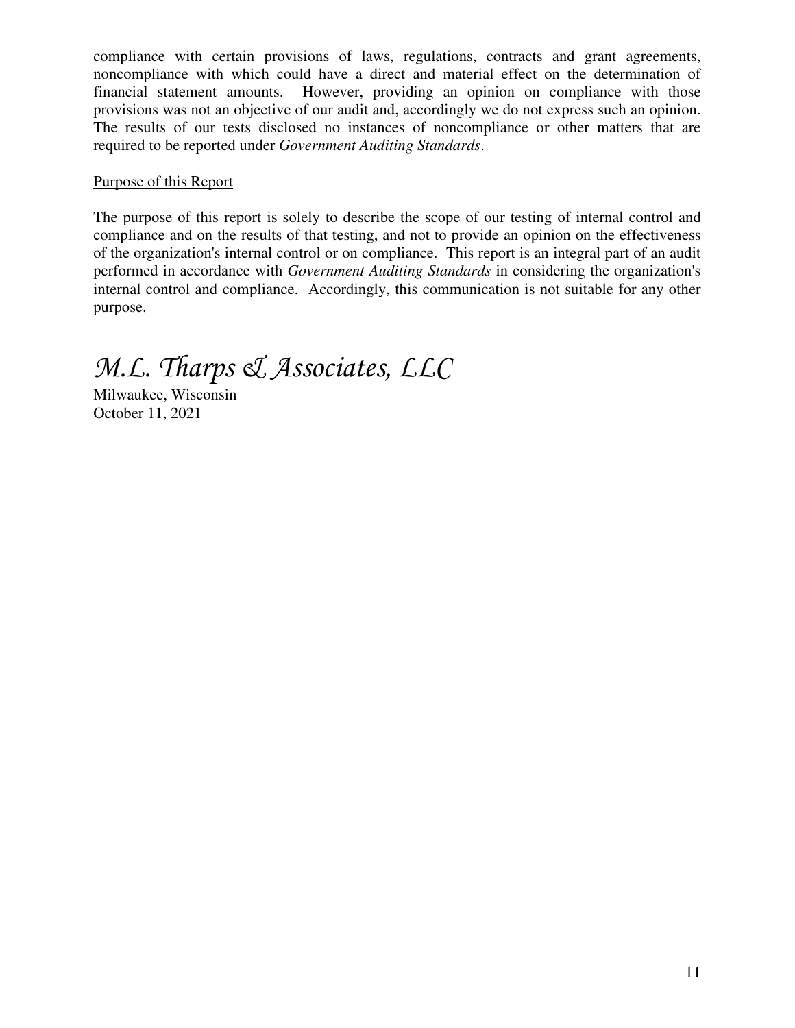compliance with certain provisions of laws, regulations, contracts and grant agreements, noncompliance with which could have a direct and material effect on the determination of financial statement amounts. However, providing an opinion on compliance with those provisions was not an objective of our audit and, accordingly we do not express such an opinion. The results of our tests disclosed no instances of noncompliance or other matters that are required to be reported under *Government Auditing Standards*.

Purpose of this Report

The purpose of this report is solely to describe the scope of our testing of internal control and compliance and on the results of that testing, and not to provide an opinion on the effectiveness of the organization's internal control or on compliance. This report is an integral part of an audit performed in accordance with *Government Auditing Standards* in considering the organization's internal control and compliance. Accordingly, this communication is not suitable for any other purpose.

*M.L. Tharps & Associates, LLC*

Milwaukee, Wisconsin
October 11, 2021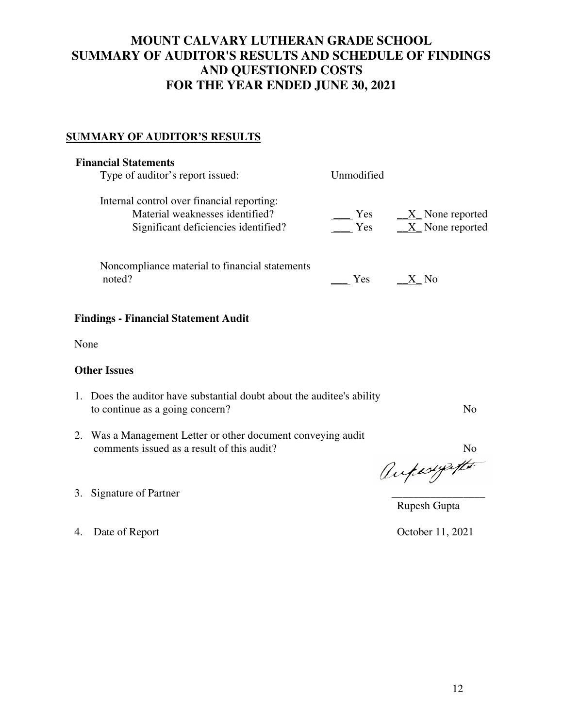# MOUNT CALVARY LUTHERAN GRADE SCHOOL
# SUMMARY OF AUDITOR'S RESULTS AND SCHEDULE OF FINDINGS AND QUESTIONED COSTS
# FOR THE YEAR ENDED JUNE 30, 2021

## SUMMARY OF AUDITOR'S RESULTS

**Financial Statements**

| | | |
|---|---|---|
| Type of auditor's report issued: | Unmodified | |
| Internal control over financial reporting: | | |
| Material weaknesses identified? | ___ Yes | _X_ None reported |
| Significant deficiencies identified? | ___ Yes | _X_ None reported |
| Noncompliance material to financial statements noted? | ___ Yes | _X_ No |

**Findings - Financial Statement Audit**

None

**Other Issues**

1. Does the auditor have substantial doubt about the auditee's ability to continue as a going concern? — No

2. Was a Management Letter or other document conveying audit comments issued as a result of this audit? — No

3. Signature of Partner — Rupesh Gupta

4. Date of Report — October 11, 2021